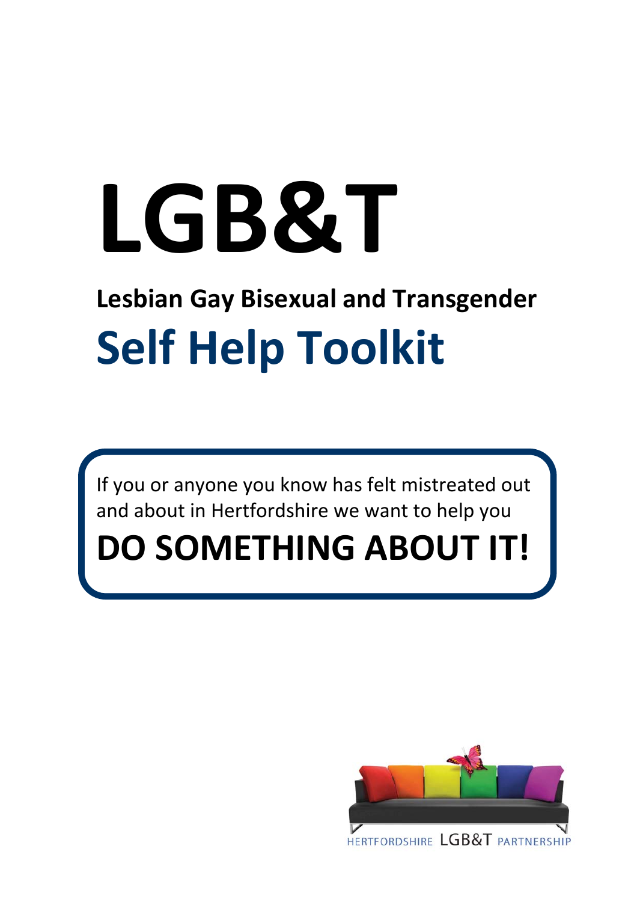# LGB&T

## Lesbian Gay Bisexual and Transgender

# Self Help Toolkit

If you or anyone you know has felt mistreated out and about in Hertfordshire we want to help you

**DO SOMETHING ABOUT IT!**

HERTFORDSHIRE LGB&T PARTNERSHIP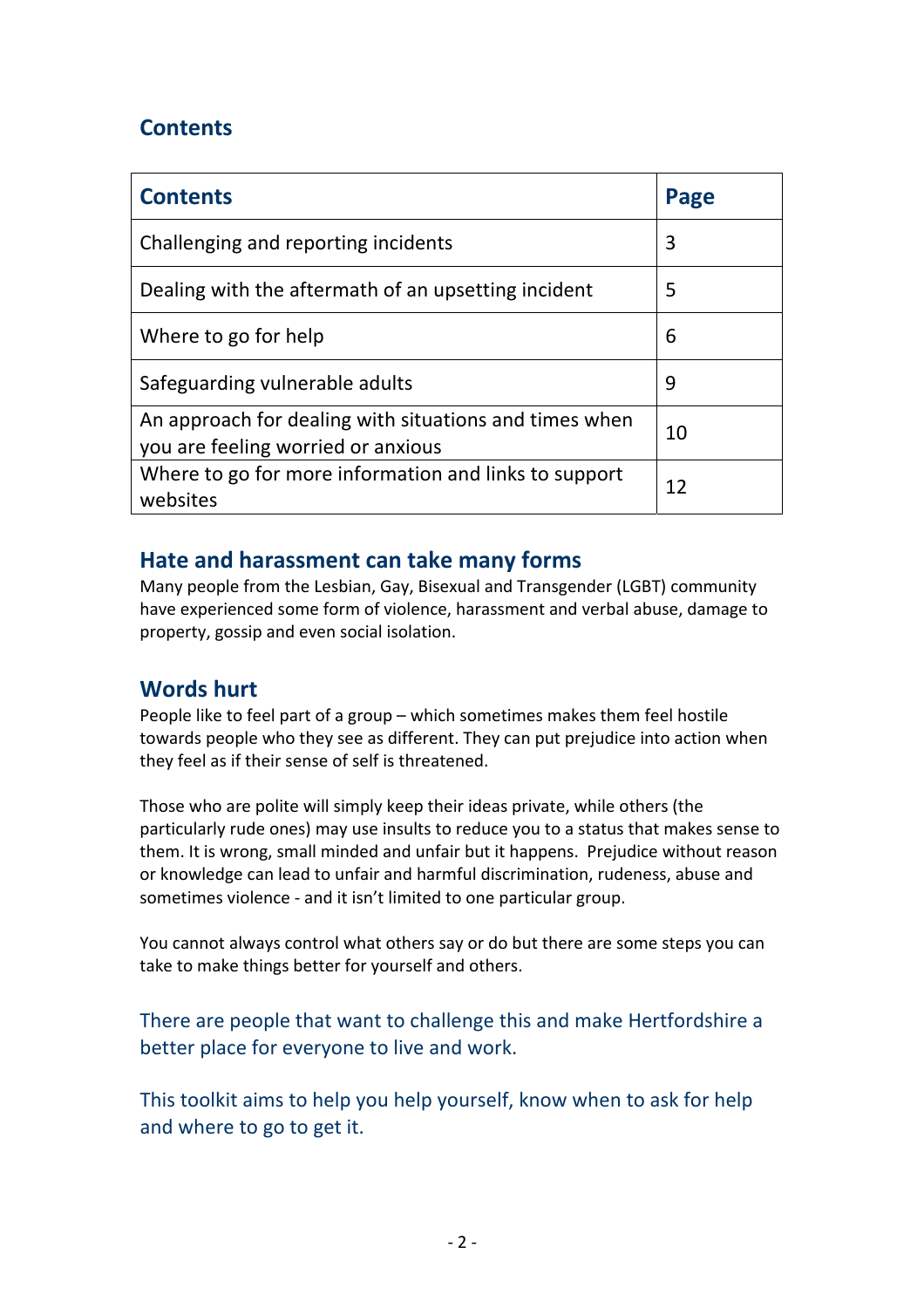## Contents

| Contents | Page |
|---|---|
| Challenging and reporting incidents | 3 |
| Dealing with the aftermath of an upsetting incident | 5 |
| Where to go for help | 6 |
| Safeguarding vulnerable adults | 9 |
| An approach for dealing with situations and times when you are feeling worried or anxious | 10 |
| Where to go for more information and links to support websites | 12 |

## Hate and harassment can take many forms

Many people from the Lesbian, Gay, Bisexual and Transgender (LGBT) community have experienced some form of violence, harassment and verbal abuse, damage to property, gossip and even social isolation.

## Words hurt

People like to feel part of a group – which sometimes makes them feel hostile towards people who they see as different. They can put prejudice into action when they feel as if their sense of self is threatened.

Those who are polite will simply keep their ideas private, while others (the particularly rude ones) may use insults to reduce you to a status that makes sense to them. It is wrong, small minded and unfair but it happens. Prejudice without reason or knowledge can lead to unfair and harmful discrimination, rudeness, abuse and sometimes violence - and it isn't limited to one particular group.

You cannot always control what others say or do but there are some steps you can take to make things better for yourself and others.

There are people that want to challenge this and make Hertfordshire a better place for everyone to live and work.

This toolkit aims to help you help yourself, know when to ask for help and where to go to get it.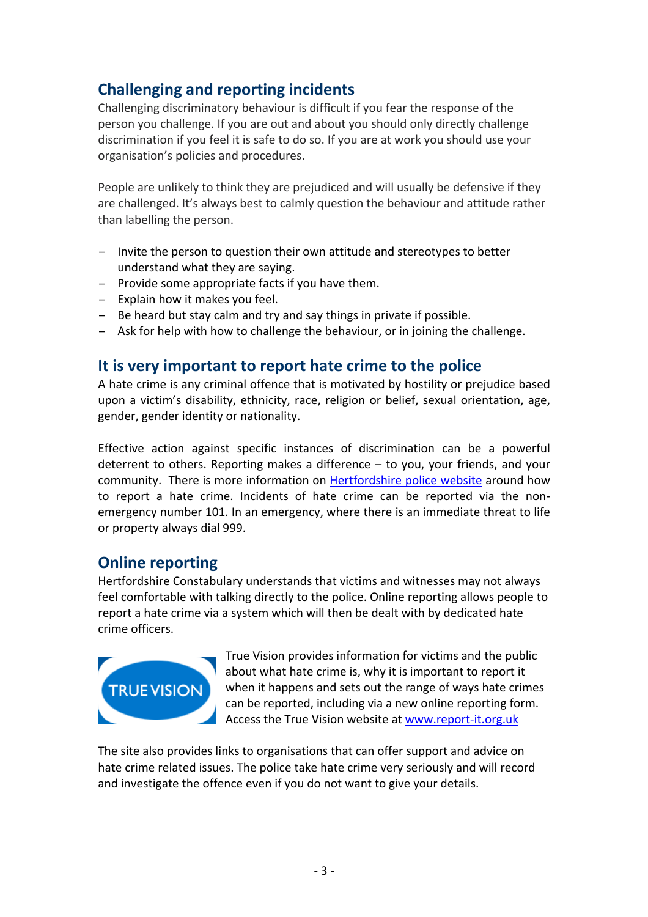## Challenging and reporting incidents

Challenging discriminatory behaviour is difficult if you fear the response of the person you challenge. If you are out and about you should only directly challenge discrimination if you feel it is safe to do so. If you are at work you should use your organisation's policies and procedures.

People are unlikely to think they are prejudiced and will usually be defensive if they are challenged. It's always best to calmly question the behaviour and attitude rather than labelling the person.

- Invite the person to question their own attitude and stereotypes to better understand what they are saying.
- Provide some appropriate facts if you have them.
- Explain how it makes you feel.
- Be heard but stay calm and try and say things in private if possible.
- Ask for help with how to challenge the behaviour, or in joining the challenge.

## It is very important to report hate crime to the police

A hate crime is any criminal offence that is motivated by hostility or prejudice based upon a victim's disability, ethnicity, race, religion or belief, sexual orientation, age, gender, gender identity or nationality.

Effective action against specific instances of discrimination can be a powerful deterrent to others. Reporting makes a difference – to you, your friends, and your community. There is more information on Hertfordshire police website around how to report a hate crime. Incidents of hate crime can be reported via the non-emergency number 101. In an emergency, where there is an immediate threat to life or property always dial 999.

## Online reporting

Hertfordshire Constabulary understands that victims and witnesses may not always feel comfortable with talking directly to the police. Online reporting allows people to report a hate crime via a system which will then be dealt with by dedicated hate crime officers.

TRUE VISION

True Vision provides information for victims and the public about what hate crime is, why it is important to report it when it happens and sets out the range of ways hate crimes can be reported, including via a new online reporting form. Access the True Vision website at www.report-it.org.uk

The site also provides links to organisations that can offer support and advice on hate crime related issues. The police take hate crime very seriously and will record and investigate the offence even if you do not want to give your details.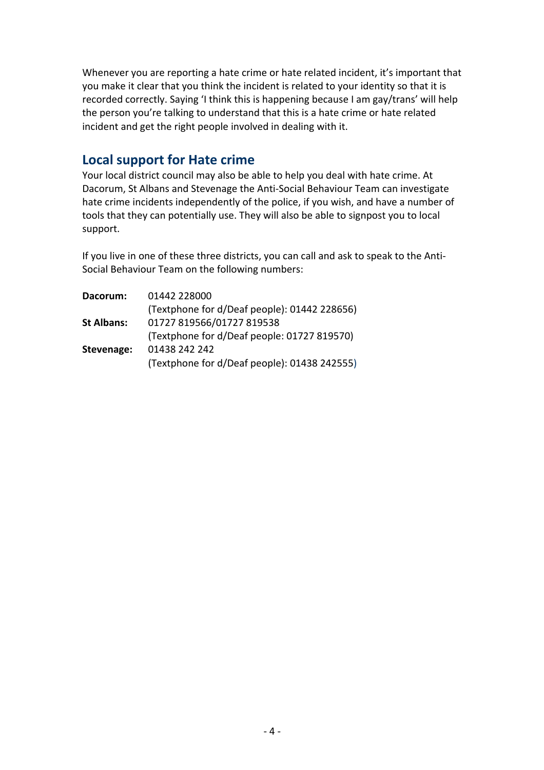Whenever you are reporting a hate crime or hate related incident, it's important that you make it clear that you think the incident is related to your identity so that it is recorded correctly. Saying 'I think this is happening because I am gay/trans' will help the person you're talking to understand that this is a hate crime or hate related incident and get the right people involved in dealing with it.

## Local support for Hate crime

Your local district council may also be able to help you deal with hate crime. At Dacorum, St Albans and Stevenage the Anti-Social Behaviour Team can investigate hate crime incidents independently of the police, if you wish, and have a number of tools that they can potentially use. They will also be able to signpost you to local support.

If you live in one of these three districts, you can call and ask to speak to the Anti-Social Behaviour Team on the following numbers:

**Dacorum:** 01442 228000
(Textphone for d/Deaf people): 01442 228656)

**St Albans:** 01727 819566/01727 819538
(Textphone for d/Deaf people: 01727 819570)

**Stevenage:** 01438 242 242
(Textphone for d/Deaf people): 01438 242555)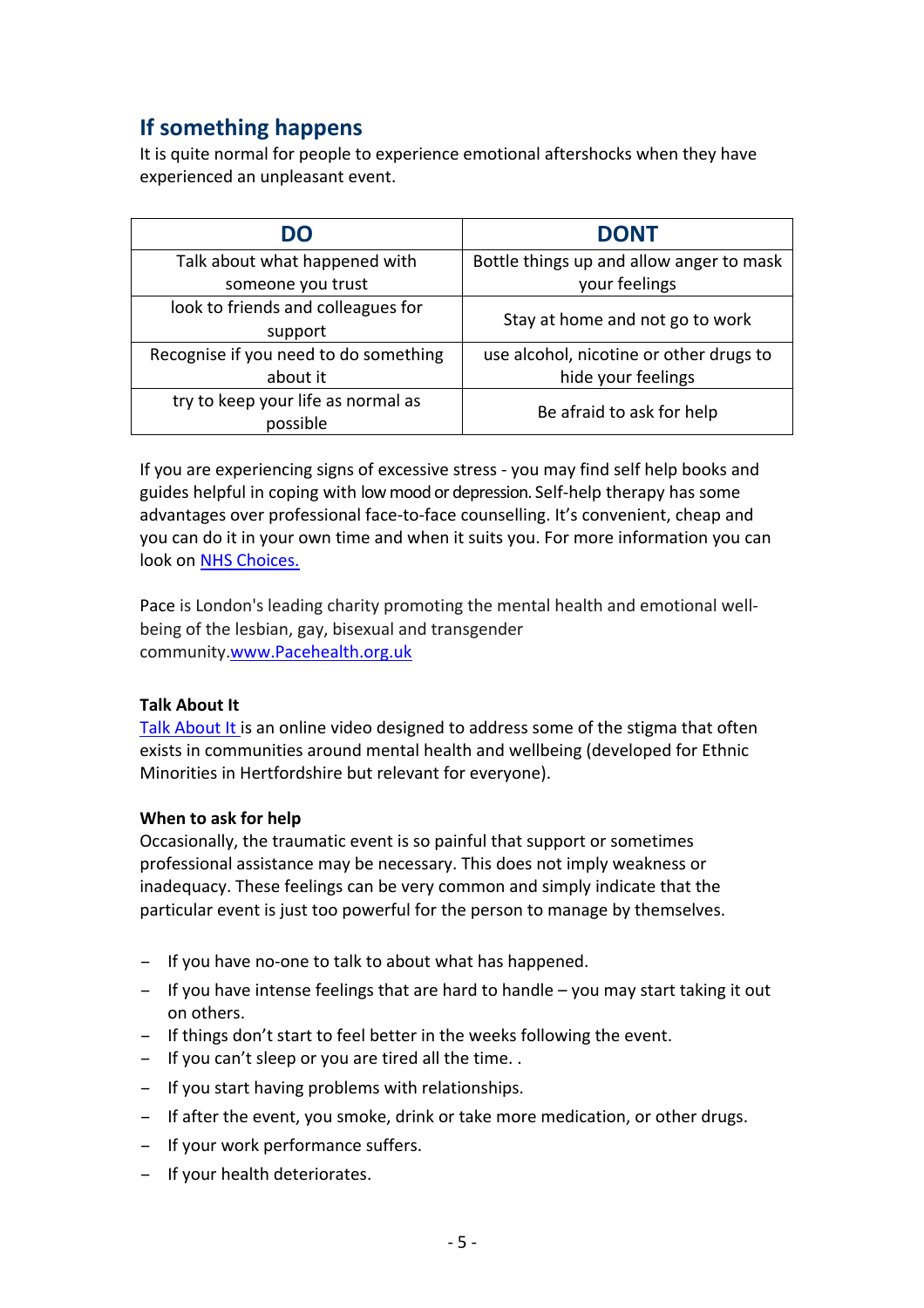## If something happens

It is quite normal for people to experience emotional aftershocks when they have experienced an unpleasant event.

| DO | DONT |
|---|---|
| Talk about what happened with someone you trust | Bottle things up and allow anger to mask your feelings |
| look to friends and colleagues for support | Stay at home and not go to work |
| Recognise if you need to do something about it | use alcohol, nicotine or other drugs to hide your feelings |
| try to keep your life as normal as possible | Be afraid to ask for help |

If you are experiencing signs of excessive stress - you may find self help books and guides helpful in coping with low mood or depression. Self-help therapy has some advantages over professional face-to-face counselling. It's convenient, cheap and you can do it in your own time and when it suits you. For more information you can look on [NHS Choices.]()

Pace is London's leading charity promoting the mental health and emotional well-being of the lesbian, gay, bisexual and transgender community.[www.Pacehealth.org.uk](http://www.Pacehealth.org.uk)

**Talk About It**

[Talk About It]() is an online video designed to address some of the stigma that often exists in communities around mental health and wellbeing (developed for Ethnic Minorities in Hertfordshire but relevant for everyone).

**When to ask for help**

Occasionally, the traumatic event is so painful that support or sometimes professional assistance may be necessary. This does not imply weakness or inadequacy. These feelings can be very common and simply indicate that the particular event is just too powerful for the person to manage by themselves.

- If you have no-one to talk to about what has happened.
- If you have intense feelings that are hard to handle – you may start taking it out on others.
- If things don't start to feel better in the weeks following the event.
- If you can't sleep or you are tired all the time. .
- If you start having problems with relationships.
- If after the event, you smoke, drink or take more medication, or other drugs.
- If your work performance suffers.
- If your health deteriorates.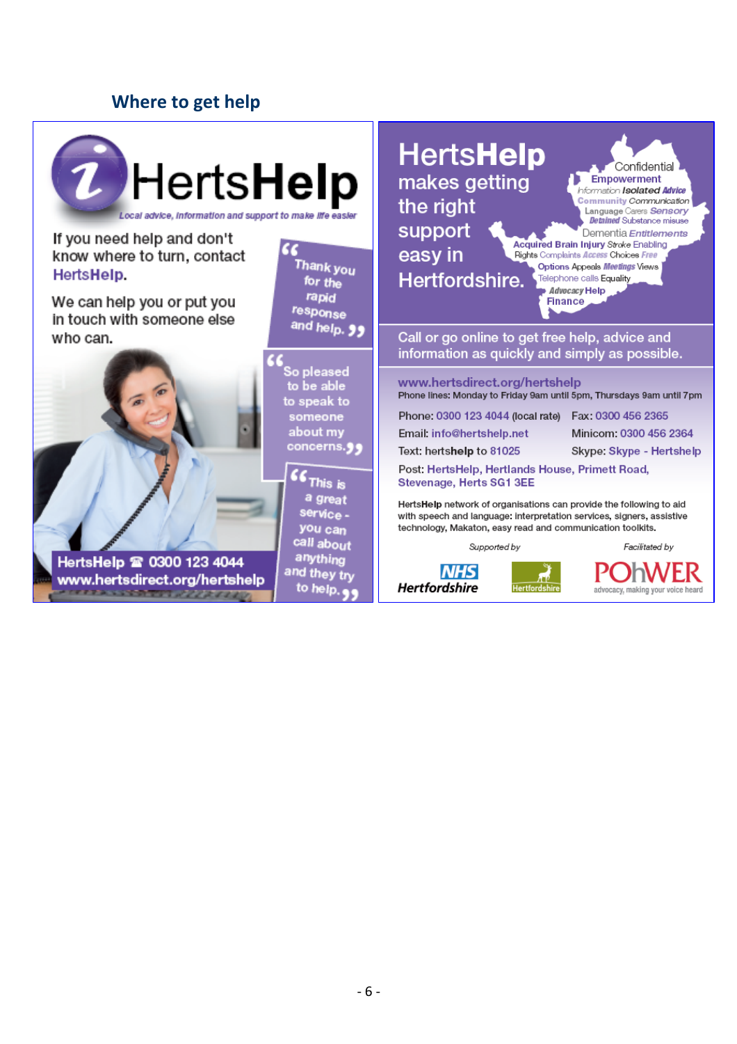## Where to get help

# HertsHelp

*Local advice, information and support to make life easier*

If you need help and don't know where to turn, contact **HertsHelp**.

We can help you or put you in touch with someone else who can.

"Thank you for the rapid response and help."

"So pleased to be able to speak to someone about my concerns."

"This is a great service - you can call about anything and they try to help."

**HertsHelp ☎ 0300 123 4044**
**www.hertsdirect.org/hertshelp**

# HertsHelp makes getting the right support easy in Hertfordshire.

Confidential Empowerment Information Isolated Advice Community Communication Language Carers Sensory Detained Substance misuse Dementia Entitlements Acquired Brain Injury Stroke Enabling Rights Complaints Access Choices Free Options Appeals Meetings Views Telephone calls Equality Advocacy Help Finance

Call or go online to get free help, advice and information as quickly and simply as possible.

**www.hertsdirect.org/hertshelp**
Phone lines: Monday to Friday 9am until 5pm, Thursdays 9am until 7pm

Phone: 0300 123 4044 (local rate)
Fax: 0300 456 2365
Email: info@hertshelp.net
Minicom: 0300 456 2364
Text: hertshelp to 81025
Skype: Skype - Hertshelp
Post: HertsHelp, Hertlands House, Primett Road, Stevenage, Herts SG1 3EE

**HertsHelp** network of organisations can provide the following to aid with speech and language: interpretation services, signers, assistive technology, Makaton, easy read and communication toolkits.

*Supported by* NHS Hertfordshire, Hertfordshire

*Facilitated by* POhWER – advocacy, making your voice heard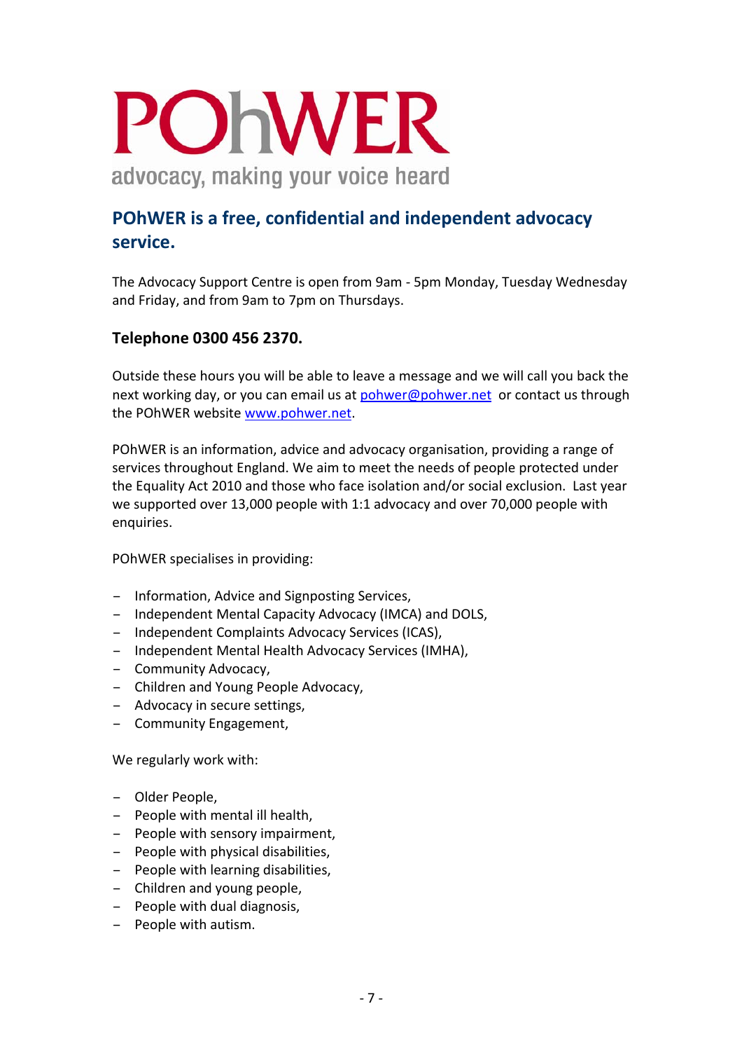# POhWER

advocacy, making your voice heard

## POhWER is a free, confidential and independent advocacy service.

The Advocacy Support Centre is open from 9am - 5pm Monday, Tuesday Wednesday and Friday, and from 9am to 7pm on Thursdays.

### Telephone 0300 456 2370.

Outside these hours you will be able to leave a message and we will call you back the next working day, or you can email us at pohwer@pohwer.net or contact us through the POhWER website www.pohwer.net.

POhWER is an information, advice and advocacy organisation, providing a range of services throughout England. We aim to meet the needs of people protected under the Equality Act 2010 and those who face isolation and/or social exclusion. Last year we supported over 13,000 people with 1:1 advocacy and over 70,000 people with enquiries.

POhWER specialises in providing:

- Information, Advice and Signposting Services,
- Independent Mental Capacity Advocacy (IMCA) and DOLS,
- Independent Complaints Advocacy Services (ICAS),
- Independent Mental Health Advocacy Services (IMHA),
- Community Advocacy,
- Children and Young People Advocacy,
- Advocacy in secure settings,
- Community Engagement,

We regularly work with:

- Older People,
- People with mental ill health,
- People with sensory impairment,
- People with physical disabilities,
- People with learning disabilities,
- Children and young people,
- People with dual diagnosis,
- People with autism.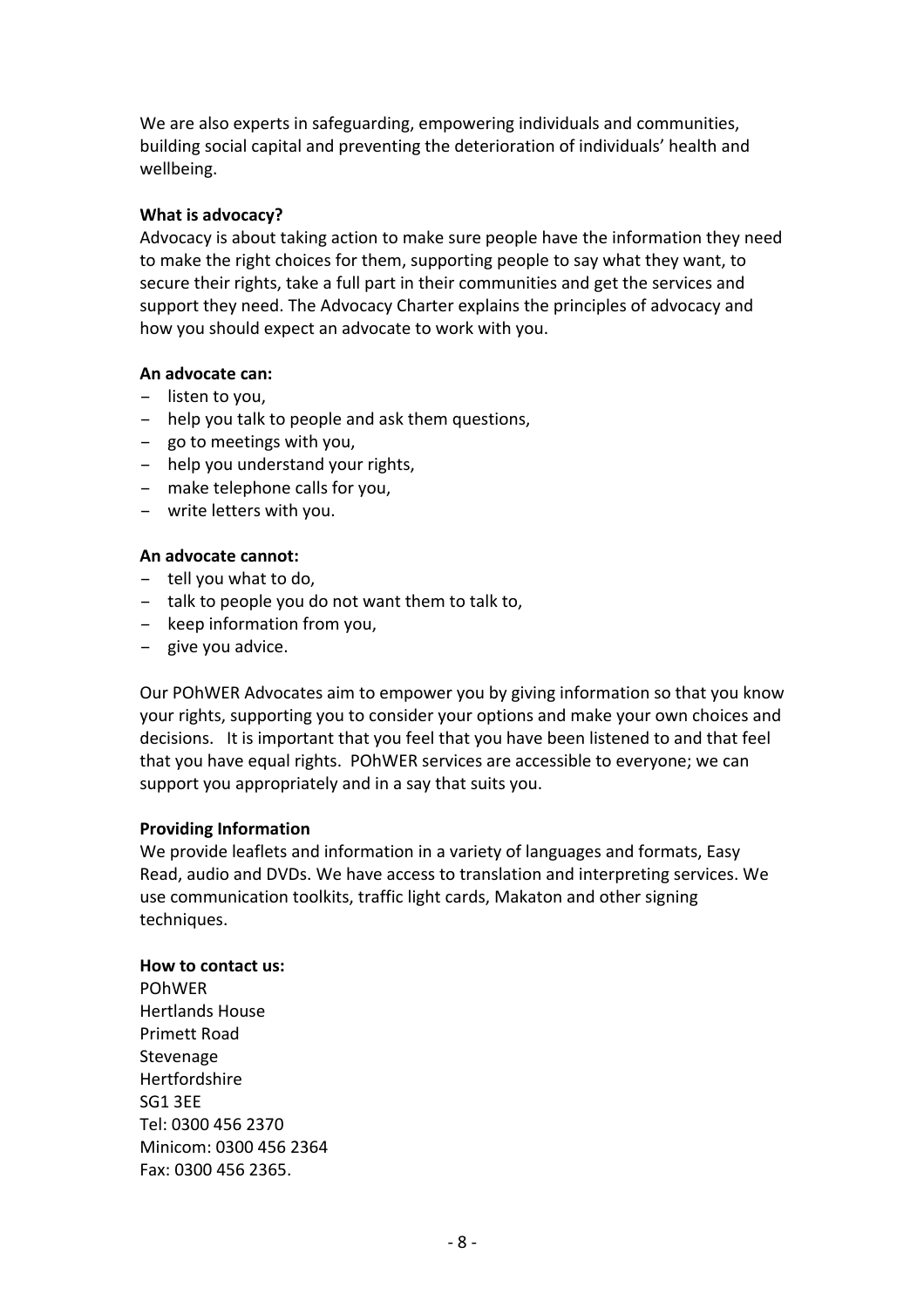We are also experts in safeguarding, empowering individuals and communities, building social capital and preventing the deterioration of individuals' health and wellbeing.

**What is advocacy?**

Advocacy is about taking action to make sure people have the information they need to make the right choices for them, supporting people to say what they want, to secure their rights, take a full part in their communities and get the services and support they need. The Advocacy Charter explains the principles of advocacy and how you should expect an advocate to work with you.

**An advocate can:**

- listen to you,
- help you talk to people and ask them questions,
- go to meetings with you,
- help you understand your rights,
- make telephone calls for you,
- write letters with you.

**An advocate cannot:**

- tell you what to do,
- talk to people you do not want them to talk to,
- keep information from you,
- give you advice.

Our POhWER Advocates aim to empower you by giving information so that you know your rights, supporting you to consider your options and make your own choices and decisions. It is important that you feel that you have been listened to and that feel that you have equal rights. POhWER services are accessible to everyone; we can support you appropriately and in a say that suits you.

**Providing Information**

We provide leaflets and information in a variety of languages and formats, Easy Read, audio and DVDs. We have access to translation and interpreting services. We use communication toolkits, traffic light cards, Makaton and other signing techniques.

**How to contact us:**

POhWER
Hertlands House
Primett Road
Stevenage
Hertfordshire
SG1 3EE
Tel: 0300 456 2370
Minicom: 0300 456 2364
Fax: 0300 456 2365.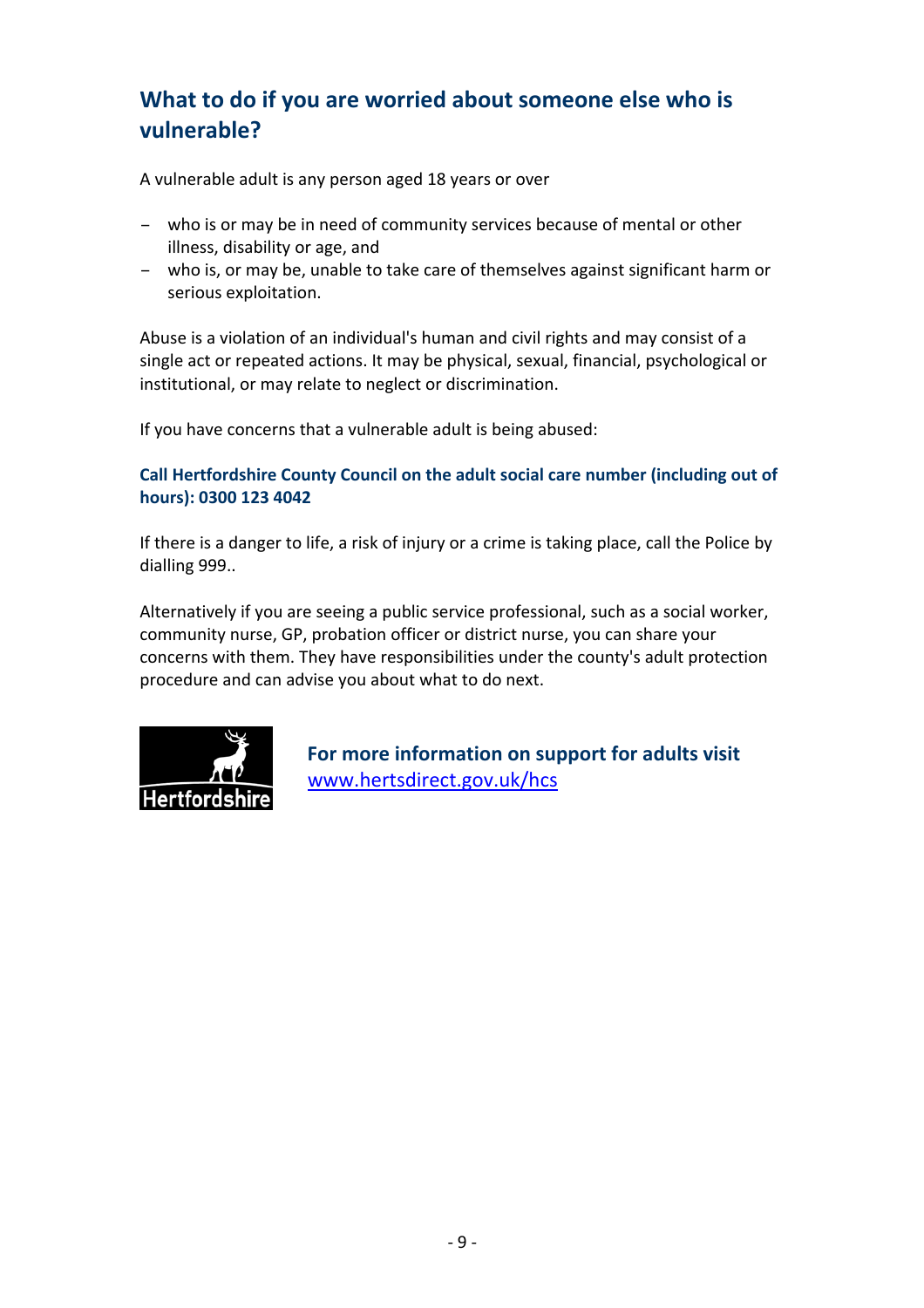## What to do if you are worried about someone else who is vulnerable?

A vulnerable adult is any person aged 18 years or over

- who is or may be in need of community services because of mental or other illness, disability or age, and
- who is, or may be, unable to take care of themselves against significant harm or serious exploitation.

Abuse is a violation of an individual's human and civil rights and may consist of a single act or repeated actions. It may be physical, sexual, financial, psychological or institutional, or may relate to neglect or discrimination.

If you have concerns that a vulnerable adult is being abused:

**Call Hertfordshire County Council on the adult social care number (including out of hours): 0300 123 4042**

If there is a danger to life, a risk of injury or a crime is taking place, call the Police by dialling 999..

Alternatively if you are seeing a public service professional, such as a social worker, community nurse, GP, probation officer or district nurse, you can share your concerns with them. They have responsibilities under the county's adult protection procedure and can advise you about what to do next.

Hertfordshire

**For more information on support for adults visit** [www.hertsdirect.gov.uk/hcs](www.hertsdirect.gov.uk/hcs)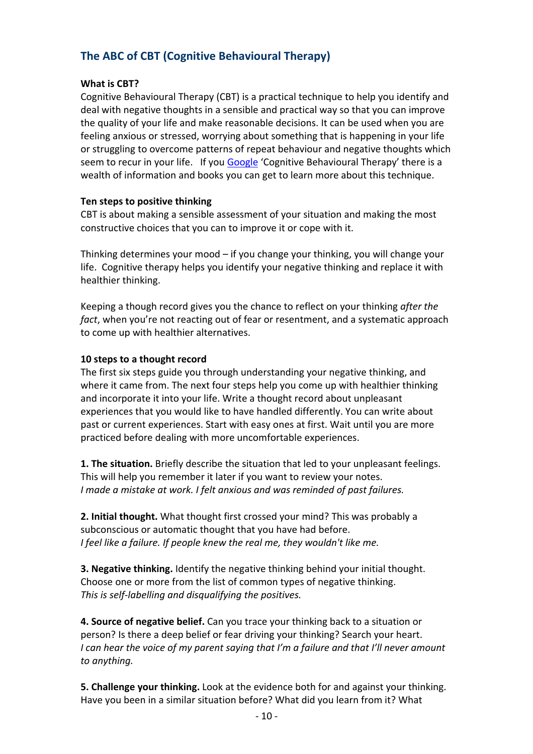## The ABC of CBT (Cognitive Behavioural Therapy)

**What is CBT?**
Cognitive Behavioural Therapy (CBT) is a practical technique to help you identify and deal with negative thoughts in a sensible and practical way so that you can improve the quality of your life and make reasonable decisions. It can be used when you are feeling anxious or stressed, worrying about something that is happening in your life or struggling to overcome patterns of repeat behaviour and negative thoughts which seem to recur in your life. If you Google 'Cognitive Behavioural Therapy' there is a wealth of information and books you can get to learn more about this technique.

**Ten steps to positive thinking**
CBT is about making a sensible assessment of your situation and making the most constructive choices that you can to improve it or cope with it.

Thinking determines your mood – if you change your thinking, you will change your life. Cognitive therapy helps you identify your negative thinking and replace it with healthier thinking.

Keeping a though record gives you the chance to reflect on your thinking *after the fact*, when you're not reacting out of fear or resentment, and a systematic approach to come up with healthier alternatives.

**10 steps to a thought record**
The first six steps guide you through understanding your negative thinking, and where it came from. The next four steps help you come up with healthier thinking and incorporate it into your life. Write a thought record about unpleasant experiences that you would like to have handled differently. You can write about past or current experiences. Start with easy ones at first. Wait until you are more practiced before dealing with more uncomfortable experiences.

**1. The situation.** Briefly describe the situation that led to your unpleasant feelings. This will help you remember it later if you want to review your notes.
*I made a mistake at work. I felt anxious and was reminded of past failures.*

**2. Initial thought.** What thought first crossed your mind? This was probably a subconscious or automatic thought that you have had before.
*I feel like a failure. If people knew the real me, they wouldn't like me.*

**3. Negative thinking.** Identify the negative thinking behind your initial thought. Choose one or more from the list of common types of negative thinking.
*This is self-labelling and disqualifying the positives.*

**4. Source of negative belief.** Can you trace your thinking back to a situation or person? Is there a deep belief or fear driving your thinking? Search your heart.
*I can hear the voice of my parent saying that I'm a failure and that I'll never amount to anything.*

**5. Challenge your thinking.** Look at the evidence both for and against your thinking. Have you been in a similar situation before? What did you learn from it? What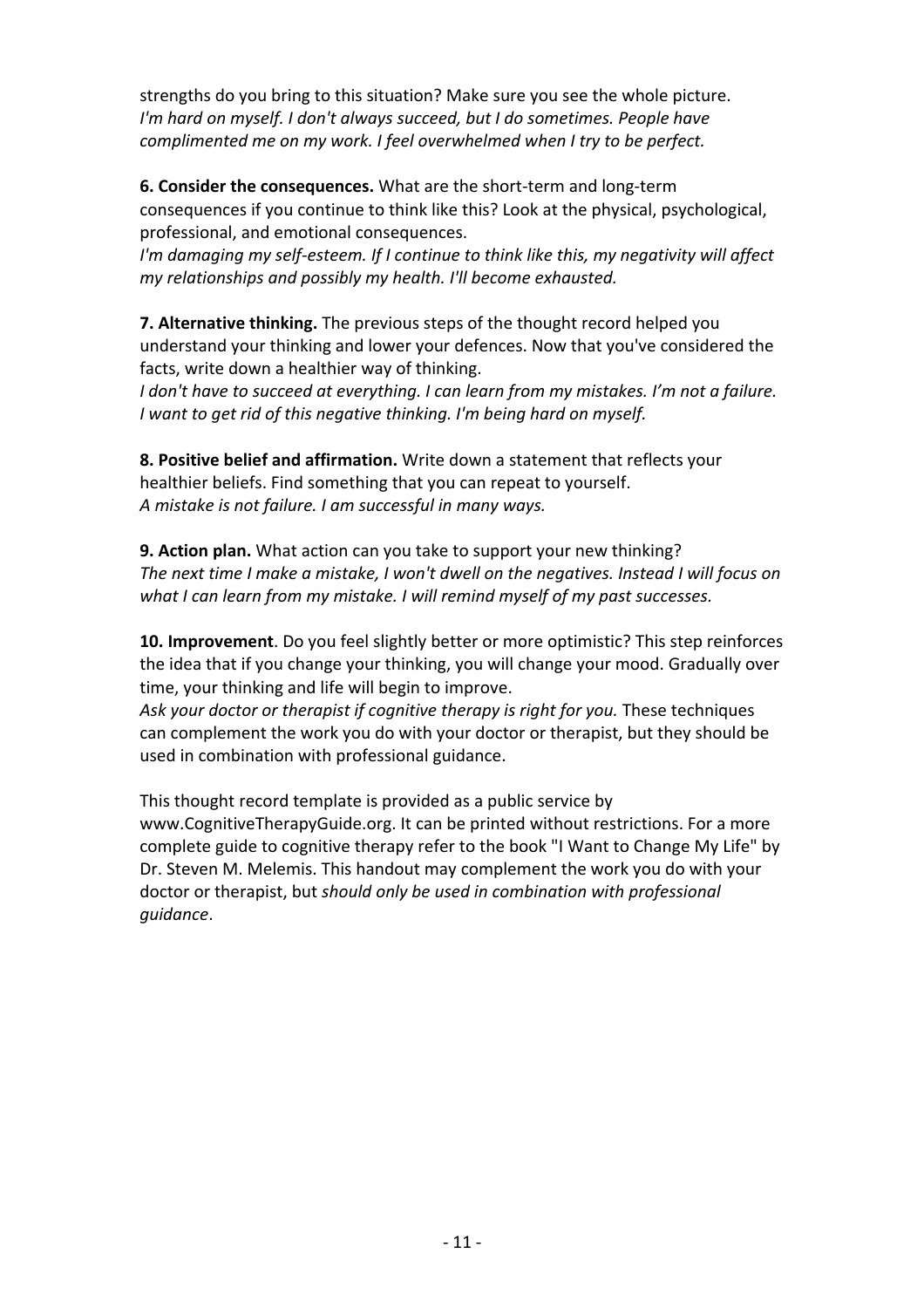strengths do you bring to this situation? Make sure you see the whole picture.
*I'm hard on myself. I don't always succeed, but I do sometimes. People have complimented me on my work. I feel overwhelmed when I try to be perfect.*

**6. Consider the consequences.** What are the short-term and long-term consequences if you continue to think like this? Look at the physical, psychological, professional, and emotional consequences.
*I'm damaging my self-esteem. If I continue to think like this, my negativity will affect my relationships and possibly my health. I'll become exhausted.*

**7. Alternative thinking.** The previous steps of the thought record helped you understand your thinking and lower your defences. Now that you've considered the facts, write down a healthier way of thinking.
*I don't have to succeed at everything. I can learn from my mistakes. I'm not a failure. I want to get rid of this negative thinking. I'm being hard on myself.*

**8. Positive belief and affirmation.** Write down a statement that reflects your healthier beliefs. Find something that you can repeat to yourself.
*A mistake is not failure. I am successful in many ways.*

**9. Action plan.** What action can you take to support your new thinking?
*The next time I make a mistake, I won't dwell on the negatives. Instead I will focus on what I can learn from my mistake. I will remind myself of my past successes.*

**10. Improvement**. Do you feel slightly better or more optimistic? This step reinforces the idea that if you change your thinking, you will change your mood. Gradually over time, your thinking and life will begin to improve.
*Ask your doctor or therapist if cognitive therapy is right for you.* These techniques can complement the work you do with your doctor or therapist, but they should be used in combination with professional guidance.

This thought record template is provided as a public service by www.CognitiveTherapyGuide.org. It can be printed without restrictions. For a more complete guide to cognitive therapy refer to the book "I Want to Change My Life" by Dr. Steven M. Melemis. This handout may complement the work you do with your doctor or therapist, but *should only be used in combination with professional guidance*.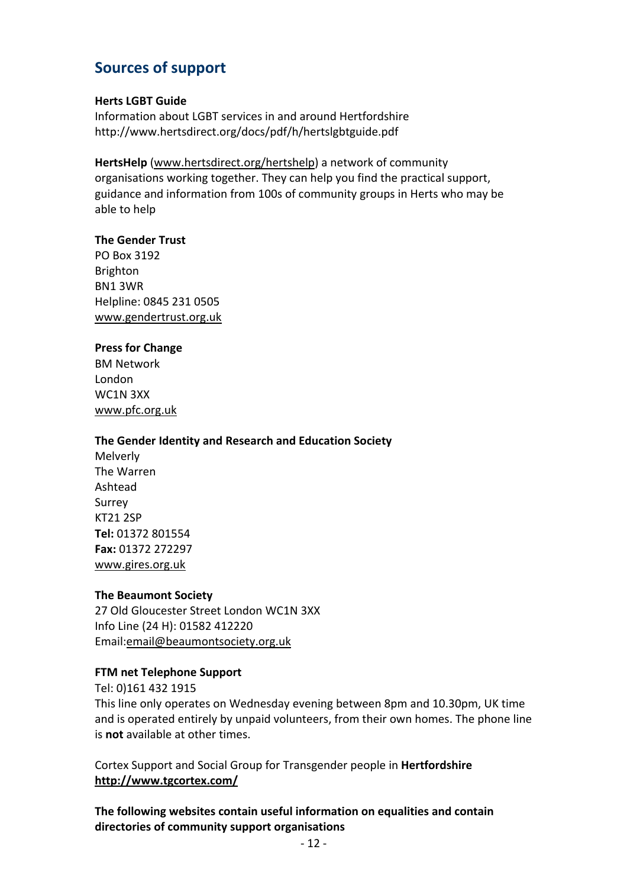## Sources of support

**Herts LGBT Guide**
Information about LGBT services in and around Hertfordshire
http://www.hertsdirect.org/docs/pdf/h/hertslgbtguide.pdf

**HertsHelp** (www.hertsdirect.org/hertshelp) a network of community organisations working together. They can help you find the practical support, guidance and information from 100s of community groups in Herts who may be able to help

**The Gender Trust**
PO Box 3192
Brighton
BN1 3WR
Helpline: 0845 231 0505
www.gendertrust.org.uk

**Press for Change**
BM Network
London
WC1N 3XX
www.pfc.org.uk

**The Gender Identity and Research and Education Society**
Melverly
The Warren
Ashtead
Surrey
KT21 2SP
**Tel:** 01372 801554
**Fax:** 01372 272297
www.gires.org.uk

**The Beaumont Society**
27 Old Gloucester Street London WC1N 3XX
Info Line (24 H): 01582 412220
Email:email@beaumontsociety.org.uk

**FTM net Telephone Support**
Tel: 0)161 432 1915
This line only operates on Wednesday evening between 8pm and 10.30pm, UK time and is operated entirely by unpaid volunteers, from their own homes. The phone line is **not** available at other times.

Cortex Support and Social Group for Transgender people in **Hertfordshire**
**http://www.tgcortex.com/**

**The following websites contain useful information on equalities and contain directories of community support organisations**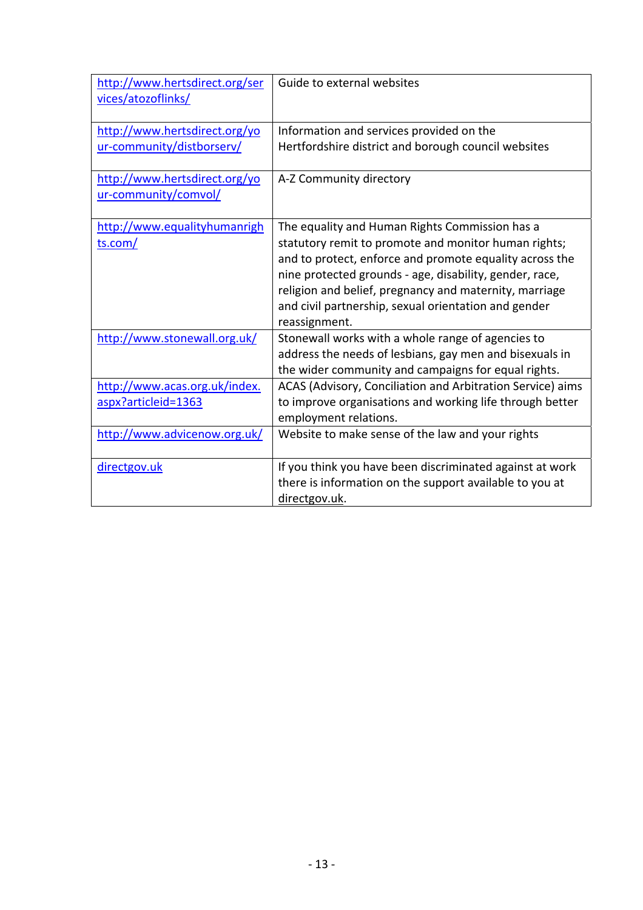| | |
|---|---|
| http://www.hertsdirect.org/services/atozoflinks/ | Guide to external websites |
| http://www.hertsdirect.org/your-community/distborserv/ | Information and services provided on the Hertfordshire district and borough council websites |
| http://www.hertsdirect.org/your-community/comvol/ | A-Z Community directory |
| http://www.equalityhumanrights.com/ | The equality and Human Rights Commission has a statutory remit to promote and monitor human rights; and to protect, enforce and promote equality across the nine protected grounds - age, disability, gender, race, religion and belief, pregnancy and maternity, marriage and civil partnership, sexual orientation and gender reassignment. |
| http://www.stonewall.org.uk/ | Stonewall works with a whole range of agencies to address the needs of lesbians, gay men and bisexuals in the wider community and campaigns for equal rights. |
| http://www.acas.org.uk/index.aspx?articleid=1363 | ACAS (Advisory, Conciliation and Arbitration Service) aims to improve organisations and working life through better employment relations. |
| http://www.advicenow.org.uk/ | Website to make sense of the law and your rights |
| directgov.uk | If you think you have been discriminated against at work there is information on the support available to you at directgov.uk. |